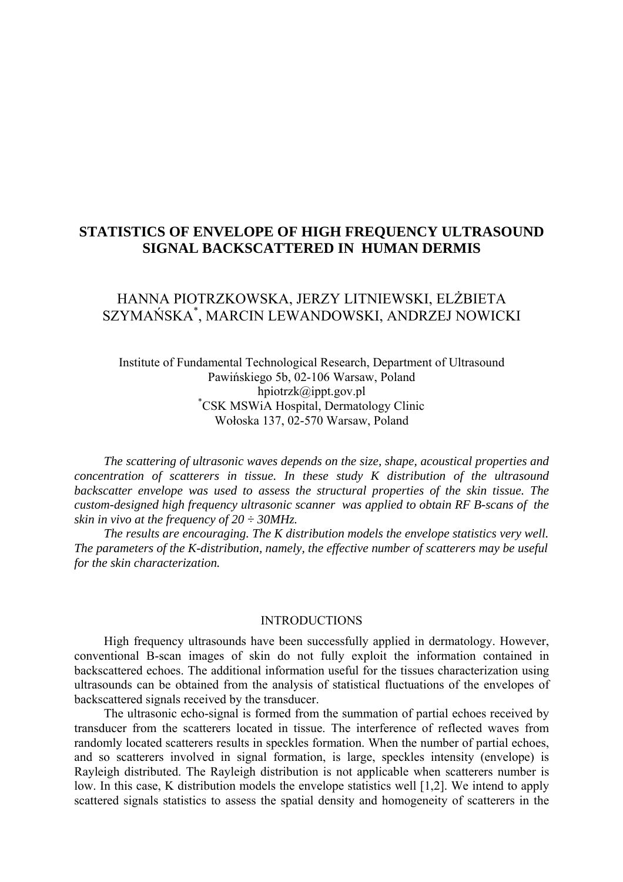# STATISTICS OF ENVELOPE OF HIGH FREQUENCY ULTRASOUND SIGNAL BACKSCATTERED IN HUMAN DERMIS

HANNA PIOTRZKOWSKA, JERZY LITNIEWSKI, ELŻBIETA SZYMAŃSKA[*], MARCIN LEWANDOWSKI, ANDRZEJ NOWICKI

Institute of Fundamental Technological Research, Department of Ultrasound
Pawińskiego 5b, 02-106 Warsaw, Poland
hpiotrzk@ippt.gov.pl
[*]CSK MSWiA Hospital, Dermatology Clinic
Wołoska 137, 02-570 Warsaw, Poland

*The scattering of ultrasonic waves depends on the size, shape, acoustical properties and concentration of scatterers in tissue. In these study K distribution of the ultrasound backscatter envelope was used to assess the structural properties of the skin tissue. The custom-designed high frequency ultrasonic scanner was applied to obtain RF B-scans of the skin in vivo at the frequency of 20 ÷ 30MHz.*

*The results are encouraging. The K distribution models the envelope statistics very well. The parameters of the K-distribution, namely, the effective number of scatterers may be useful for the skin characterization.*

## INTRODUCTIONS

High frequency ultrasounds have been successfully applied in dermatology. However, conventional B-scan images of skin do not fully exploit the information contained in backscattered echoes. The additional information useful for the tissues characterization using ultrasounds can be obtained from the analysis of statistical fluctuations of the envelopes of backscattered signals received by the transducer.

The ultrasonic echo-signal is formed from the summation of partial echoes received by transducer from the scatterers located in tissue. The interference of reflected waves from randomly located scatterers results in speckles formation. When the number of partial echoes, and so scatterers involved in signal formation, is large, speckles intensity (envelope) is Rayleigh distributed. The Rayleigh distribution is not applicable when scatterers number is low. In this case, K distribution models the envelope statistics well [1,2]. We intend to apply scattered signals statistics to assess the spatial density and homogeneity of scatterers in the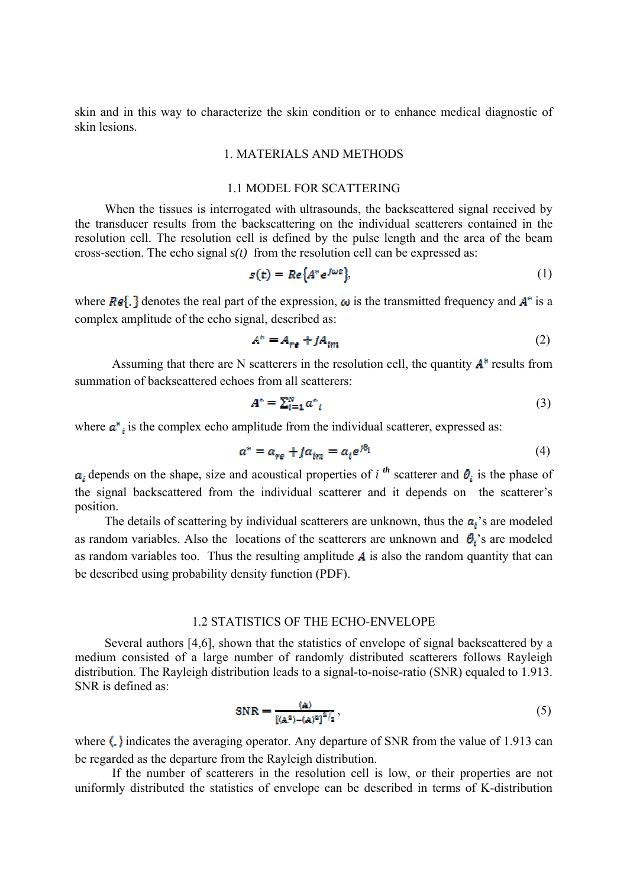skin and in this way to characterize the skin condition or to enhance medical diagnostic of skin lesions.

## 1. MATERIALS AND METHODS

### 1.1 MODEL FOR SCATTERING

When the tissues is interrogated with ultrasounds, the backscattered signal received by the transducer results from the backscattering on the individual scatterers contained in the resolution cell. The resolution cell is defined by the pulse length and the area of the beam cross-section. The echo signal *s(t)* from the resolution cell can be expressed as:

$$s(t) = Re\{A^{*} e^{j\omega t}\}, \tag{1}$$

where $Re\{.\}$ denotes the real part of the expression, $\omega$ is the transmitted frequency and $A^{*}$ is a complex amplitude of the echo signal, described as:

$$A^{*} = A_{re} + jA_{im} \tag{2}$$

Assuming that there are N scatterers in the resolution cell, the quantity $A^{*}$ results from summation of backscattered echoes from all scatterers:

$$A^{*} = \sum_{i=1}^{N} a^{*}_{i} \tag{3}$$

where $a^{*}_{i}$ is the complex echo amplitude from the individual scatterer, expressed as:

$$a^{*} = a_{re} + ja_{im} = a_i e^{j\theta_i} \tag{4}$$

$a_i$ depends on the shape, size and acoustical properties of *i* *th* scatterer and $\theta_i$ is the phase of the signal backscattered from the individual scatterer and it depends on the scatterer's position.

The details of scattering by individual scatterers are unknown, thus the $a_i$'s are modeled as random variables. Also the locations of the scatterers are unknown and $\theta_i$'s are modeled as random variables too. Thus the resulting amplitude $A$ is also the random quantity that can be described using probability density function (PDF).

### 1.2 STATISTICS OF THE ECHO-ENVELOPE

Several authors [4,6], shown that the statistics of envelope of signal backscattered by a medium consisted of a large number of randomly distributed scatterers follows Rayleigh distribution. The Rayleigh distribution leads to a signal-to-noise-ratio (SNR) equaled to 1.913. SNR is defined as:

$$\mathrm{SNR} = \frac{\langle A \rangle}{[\langle A^2 \rangle - \langle A \rangle^2]^{1/2}}, \tag{5}$$

where $\langle . \rangle$ indicates the averaging operator. Any departure of SNR from the value of 1.913 can be regarded as the departure from the Rayleigh distribution.

If the number of scatterers in the resolution cell is low, or their properties are not uniformly distributed the statistics of envelope can be described in terms of K-distribution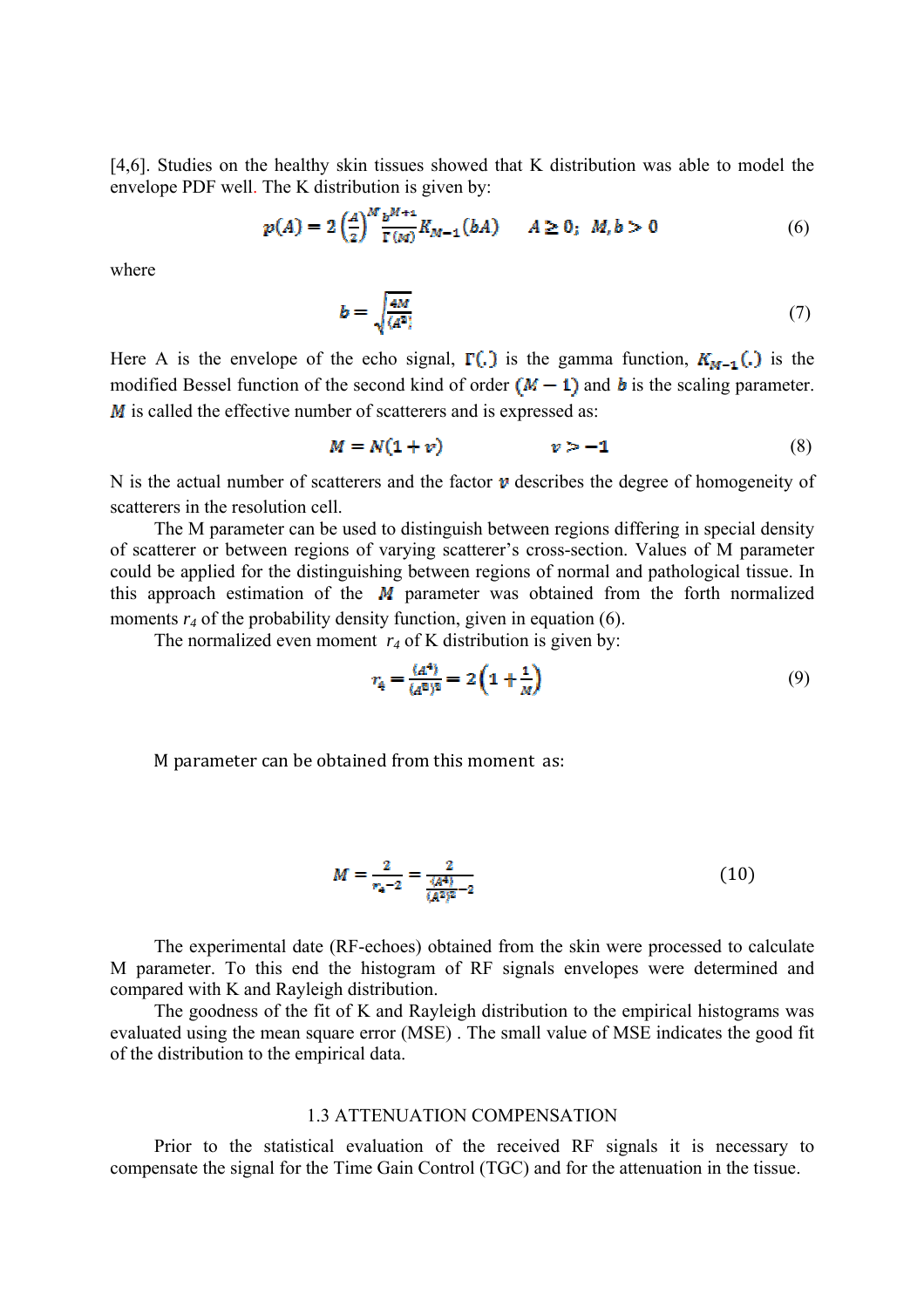[4,6]. Studies on the healthy skin tissues showed that K distribution was able to model the envelope PDF well. The K distribution is given by:

$$p(A) = 2\left(\frac{A}{2}\right)^{M}\frac{b^{M+1}}{\Gamma(M)}K_{M-1}(bA) \qquad A \geq 0;\; M, b > 0 \tag{6}$$

where

$$b = \sqrt{\frac{4M}{\langle A^2 \rangle}} \tag{7}$$

Here A is the envelope of the echo signal, $\Gamma(.)$ is the gamma function, $K_{M-1}(.)$ is the modified Bessel function of the second kind of order $(M-1)$ and $b$ is the scaling parameter. $M$ is called the effective number of scatterers and is expressed as:

$$M = N(1+v) \qquad\qquad v > -1 \tag{8}$$

N is the actual number of scatterers and the factor $v$ describes the degree of homogeneity of scatterers in the resolution cell.

The M parameter can be used to distinguish between regions differing in special density of scatterer or between regions of varying scatterer's cross-section. Values of M parameter could be applied for the distinguishing between regions of normal and pathological tissue. In this approach estimation of the $M$ parameter was obtained from the forth normalized moments $r_4$ of the probability density function, given in equation (6).

The normalized even moment $r_4$ of K distribution is given by:

$$r_4 = \frac{\langle A^4 \rangle}{\langle A^2 \rangle^2} = 2\left(1 + \frac{1}{M}\right) \tag{9}$$

M parameter can be obtained from this moment as:

$$M = \frac{2}{r_4 - 2} = \frac{2}{\frac{\langle A^4 \rangle}{\langle A^2 \rangle^2} - 2} \tag{10}$$

The experimental date (RF-echoes) obtained from the skin were processed to calculate M parameter. To this end the histogram of RF signals envelopes were determined and compared with K and Rayleigh distribution.

The goodness of the fit of K and Rayleigh distribution to the empirical histograms was evaluated using the mean square error (MSE) . The small value of MSE indicates the good fit of the distribution to the empirical data.

## 1.3 ATTENUATION COMPENSATION

Prior to the statistical evaluation of the received RF signals it is necessary to compensate the signal for the Time Gain Control (TGC) and for the attenuation in the tissue.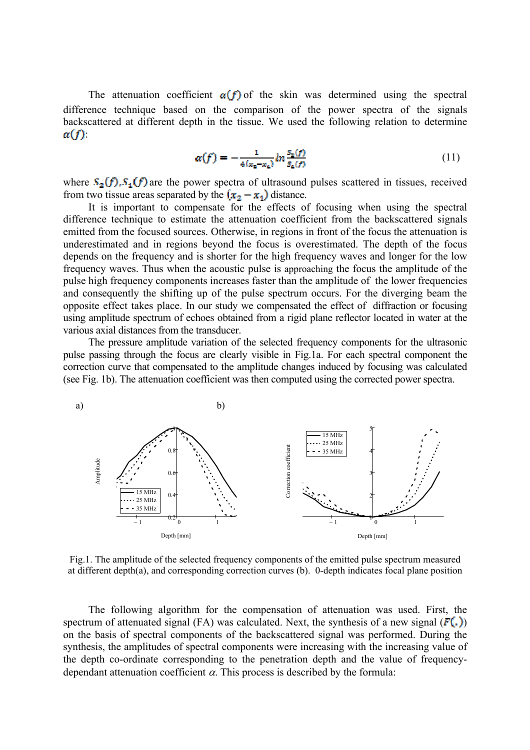The attenuation coefficient $\alpha(f)$ of the skin was determined using the spectral difference technique based on the comparison of the power spectra of the signals backscattered at different depth in the tissue. We used the following relation to determine $\alpha(f)$:

$$\alpha(f) = -\frac{1}{4(x_2 - x_1)} \ln \frac{S_2(f)}{S_1(f)} \tag{11}$$

where $S_2(f), S_1(f)$ are the power spectra of ultrasound pulses scattered in tissues, received from two tissue areas separated by the $(x_2 - x_1)$ distance.

It is important to compensate for the effects of focusing when using the spectral difference technique to estimate the attenuation coefficient from the backscattered signals emitted from the focused sources. Otherwise, in regions in front of the focus the attenuation is underestimated and in regions beyond the focus is overestimated. The depth of the focus depends on the frequency and is shorter for the high frequency waves and longer for the low frequency waves. Thus when the acoustic pulse is approaching the focus the amplitude of the pulse high frequency components increases faster than the amplitude of the lower frequencies and consequently the shifting up of the pulse spectrum occurs. For the diverging beam the opposite effect takes place. In our study we compensated the effect of diffraction or focusing using amplitude spectrum of echoes obtained from a rigid plane reflector located in water at the various axial distances from the transducer.

The pressure amplitude variation of the selected frequency components for the ultrasonic pulse passing through the focus are clearly visible in Fig.1a. For each spectral component the correction curve that compensated to the amplitude changes induced by focusing was calculated (see Fig. 1b). The attenuation coefficient was then computed using the corrected power spectra.

a)

Amplitude
0.2
0.4
0.6
0.8
−1
0
1
Depth [mm]
15 MHz
25 MHz
35 MHz

b)

Correction coefficient
1
2
3
4
5
−1
0
1
Depth [mm]
15 MHz
25 MHz
35 MHz

Fig.1. The amplitude of the selected frequency components of the emitted pulse spectrum measured at different depth(a), and corresponding correction curves (b). 0-depth indicates focal plane position

The following algorithm for the compensation of attenuation was used. First, the spectrum of attenuated signal (FA) was calculated. Next, the synthesis of a new signal ($F(.)$) on the basis of spectral components of the backscattered signal was performed. During the synthesis, the amplitudes of spectral components were increasing with the increasing value of the depth co-ordinate corresponding to the penetration depth and the value of frequency-dependant attenuation coefficient $\alpha$. This process is described by the formula: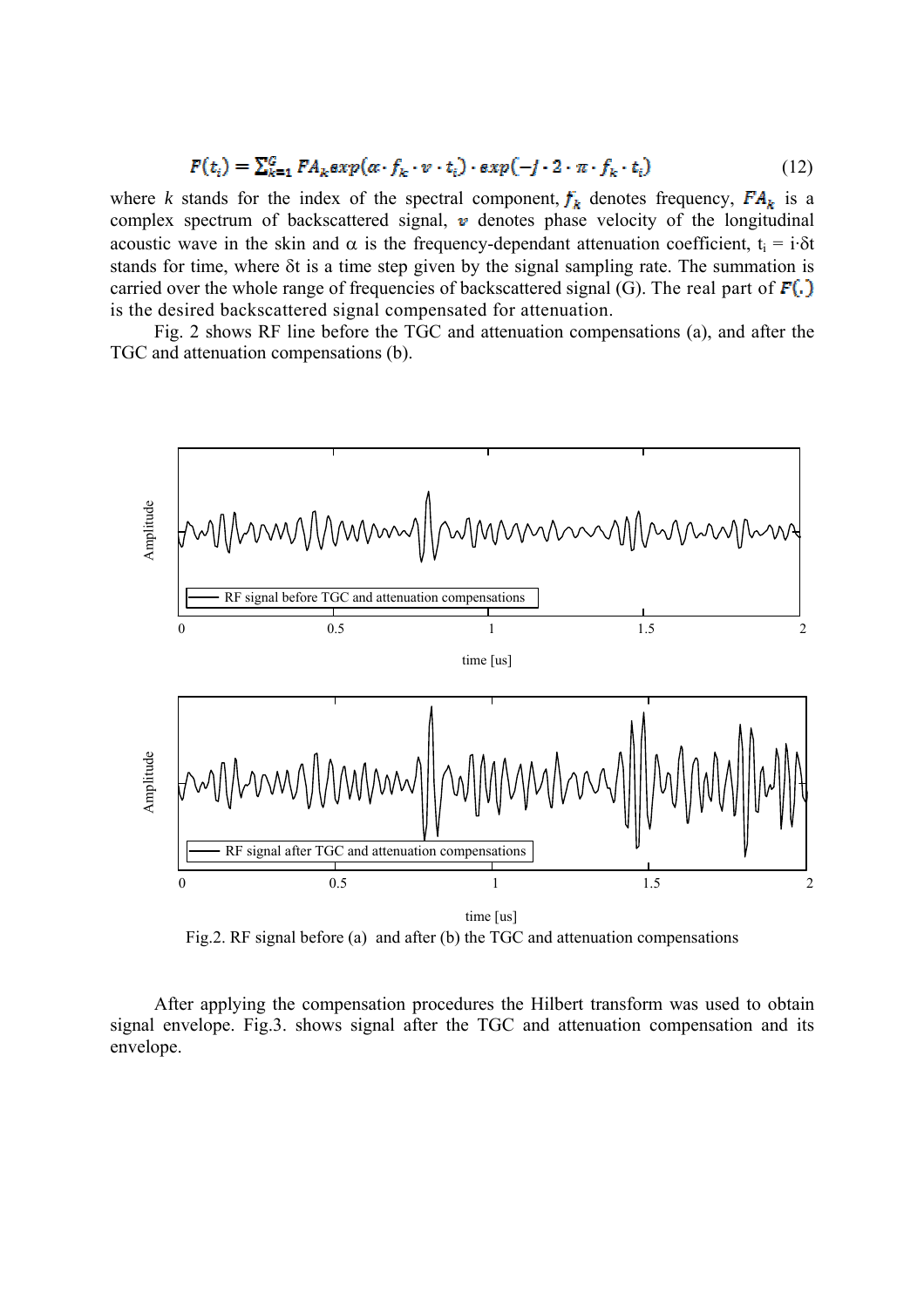$$F(t_i) = \sum_{k=1}^{G} FA_k exp(\alpha \cdot f_k \cdot v \cdot t_i) \cdot exp(-j \cdot 2 \cdot \pi \cdot f_k \cdot t_i) \tag{12}$$

where $k$ stands for the index of the spectral component, $f_k$ denotes frequency, $FA_k$ is a complex spectrum of backscattered signal, $v$ denotes phase velocity of the longitudinal acoustic wave in the skin and $\alpha$ is the frequency-dependant attenuation coefficient, $t_i = i \cdot \delta t$ stands for time, where $\delta t$ is a time step given by the signal sampling rate. The summation is carried over the whole range of frequencies of backscattered signal (G). The real part of $F(.)$ is the desired backscattered signal compensated for attenuation.

Fig. 2 shows RF line before the TGC and attenuation compensations (a), and after the TGC and attenuation compensations (b).

Amplitude

RF signal before TGC and attenuation compensations

0
0.5
1
1.5
2

time [us]

Amplitude

RF signal after TGC and attenuation compensations

0
0.5
1
1.5
2

time [us]

Fig.2. RF signal before (a) and after (b) the TGC and attenuation compensations

After applying the compensation procedures the Hilbert transform was used to obtain signal envelope. Fig.3. shows signal after the TGC and attenuation compensation and its envelope.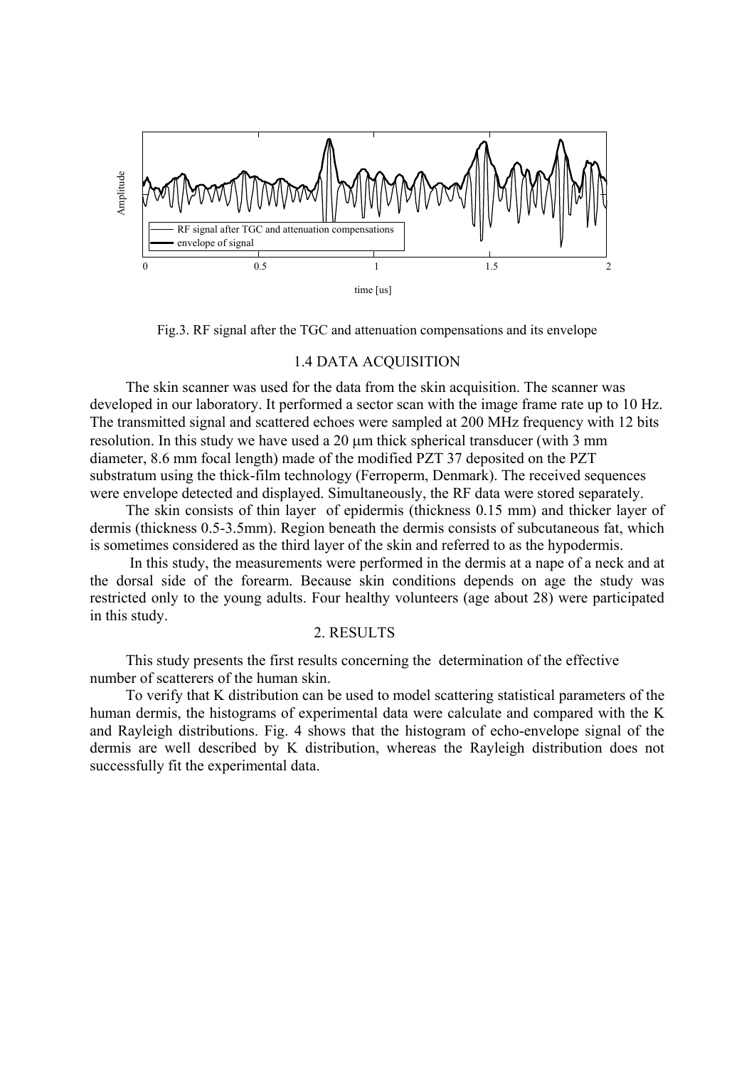Amplitude

RF signal after TGC and attenuation compensations

envelope of signal

0

0.5

1

1.5

2

time [us]

Fig.3. RF signal after the TGC and attenuation compensations and its envelope

## 1.4 DATA ACQUISITION

The skin scanner was used for the data from the skin acquisition. The scanner was developed in our laboratory. It performed a sector scan with the image frame rate up to 10 Hz. The transmitted signal and scattered echoes were sampled at 200 MHz frequency with 12 bits resolution. In this study we have used a 20 μm thick spherical transducer (with 3 mm diameter, 8.6 mm focal length) made of the modified PZT 37 deposited on the PZT substratum using the thick-film technology (Ferroperm, Denmark). The received sequences were envelope detected and displayed. Simultaneously, the RF data were stored separately.

The skin consists of thin layer of epidermis (thickness 0.15 mm) and thicker layer of dermis (thickness 0.5-3.5mm). Region beneath the dermis consists of subcutaneous fat, which is sometimes considered as the third layer of the skin and referred to as the hypodermis.

In this study, the measurements were performed in the dermis at a nape of a neck and at the dorsal side of the forearm. Because skin conditions depends on age the study was restricted only to the young adults. Four healthy volunteers (age about 28) were participated in this study.

## 2. RESULTS

This study presents the first results concerning the determination of the effective number of scatterers of the human skin.

To verify that K distribution can be used to model scattering statistical parameters of the human dermis, the histograms of experimental data were calculate and compared with the K and Rayleigh distributions. Fig. 4 shows that the histogram of echo-envelope signal of the dermis are well described by K distribution, whereas the Rayleigh distribution does not successfully fit the experimental data.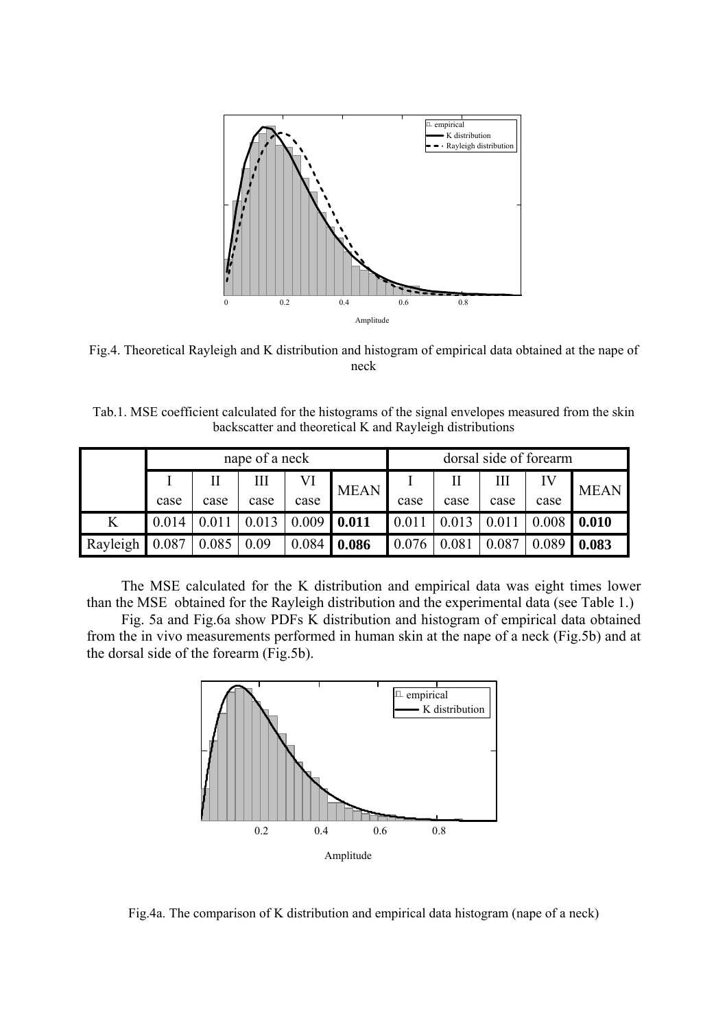empirical
K distribution
Rayleigh distribution

0
0.2
0.4
0.6
0.8

Amplitude

Fig.4. Theoretical Rayleigh and K distribution and histogram of empirical data obtained at the nape of neck

Tab.1. MSE coefficient calculated for the histograms of the signal envelopes measured from the skin backscatter and theoretical K and Rayleigh distributions

| | nape of a neck | | | | | dorsal side of forearm | | | | |
|---|---|---|---|---|---|---|---|---|---|---|
| | I case | II case | III case | VI case | MEAN | I case | II case | III case | IV case | MEAN |
| K | 0.014 | 0.011 | 0.013 | 0.009 | **0.011** | 0.011 | 0.013 | 0.011 | 0.008 | **0.010** |
| Rayleigh | 0.087 | 0.085 | 0.09 | 0.084 | **0.086** | 0.076 | 0.081 | 0.087 | 0.089 | **0.083** |

The MSE calculated for the K distribution and empirical data was eight times lower than the MSE obtained for the Rayleigh distribution and the experimental data (see Table 1.)

Fig. 5a and Fig.6a show PDFs K distribution and histogram of empirical data obtained from the in vivo measurements performed in human skin at the nape of a neck (Fig.5b) and at the dorsal side of the forearm (Fig.5b).

empirical
K distribution

0.2
0.4
0.6
0.8

Amplitude

Fig.4a. The comparison of K distribution and empirical data histogram (nape of a neck)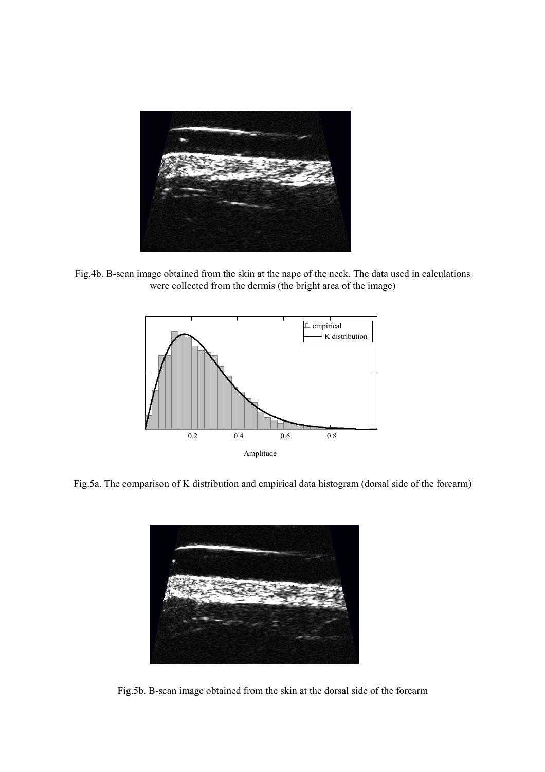Fig.4b. B-scan image obtained from the skin at the nape of the neck. The data used in calculations were collected from the dermis (the bright area of the image)

empirical
K distribution
0.2
0.4
0.6
0.8
Amplitude

Fig.5a. The comparison of K distribution and empirical data histogram (dorsal side of the forearm)

Fig.5b. B-scan image obtained from the skin at the dorsal side of the forearm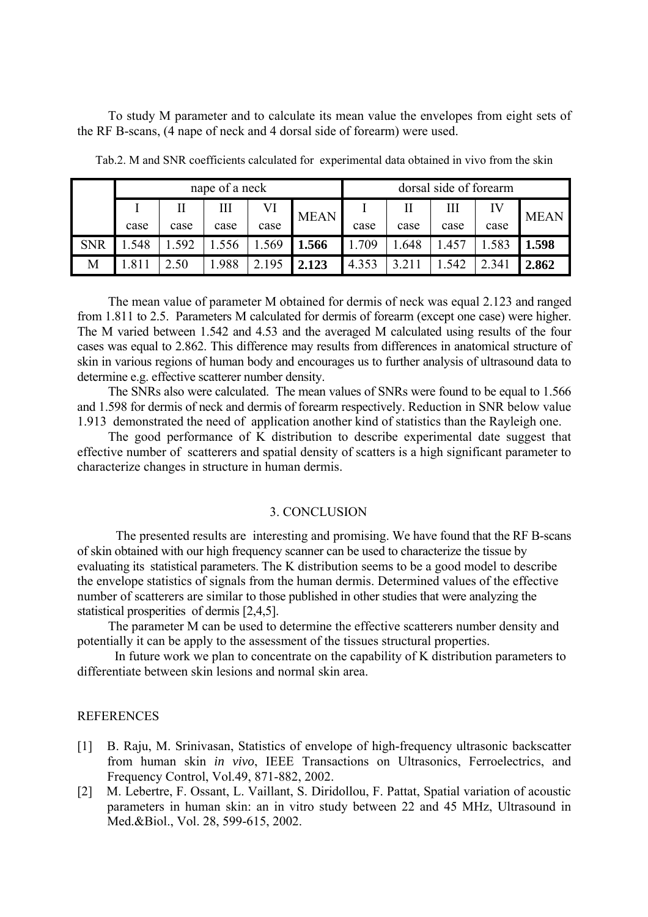To study M parameter and to calculate its mean value the envelopes from eight sets of the RF B-scans, (4 nape of neck and 4 dorsal side of forearm) were used.

Tab.2. M and SNR coefficients calculated for experimental data obtained in vivo from the skin

| | nape of a neck | | | | | dorsal side of forearm | | | | |
|---|---|---|---|---|---|---|---|---|---|---|
| | I case | II case | III case | VI case | MEAN | I case | II case | III case | IV case | MEAN |
| SNR | 1.548 | 1.592 | 1.556 | 1.569 | **1.566** | 1.709 | 1.648 | 1.457 | 1.583 | **1.598** |
| M | 1.811 | 2.50 | 1.988 | 2.195 | **2.123** | 4.353 | 3.211 | 1.542 | 2.341 | **2.862** |

The mean value of parameter M obtained for dermis of neck was equal 2.123 and ranged from 1.811 to 2.5. Parameters M calculated for dermis of forearm (except one case) were higher. The M varied between 1.542 and 4.53 and the averaged M calculated using results of the four cases was equal to 2.862. This difference may results from differences in anatomical structure of skin in various regions of human body and encourages us to further analysis of ultrasound data to determine e.g. effective scatterer number density.

The SNRs also were calculated. The mean values of SNRs were found to be equal to 1.566 and 1.598 for dermis of neck and dermis of forearm respectively. Reduction in SNR below value 1.913 demonstrated the need of application another kind of statistics than the Rayleigh one.

The good performance of K distribution to describe experimental date suggest that effective number of scatterers and spatial density of scatters is a high significant parameter to characterize changes in structure in human dermis.

## 3. CONCLUSION

The presented results are interesting and promising. We have found that the RF B-scans of skin obtained with our high frequency scanner can be used to characterize the tissue by evaluating its statistical parameters. The K distribution seems to be a good model to describe the envelope statistics of signals from the human dermis. Determined values of the effective number of scatterers are similar to those published in other studies that were analyzing the statistical prosperities of dermis [2,4,5].

The parameter M can be used to determine the effective scatterers number density and potentially it can be apply to the assessment of the tissues structural properties.

In future work we plan to concentrate on the capability of K distribution parameters to differentiate between skin lesions and normal skin area.

## REFERENCES

[1] B. Raju, M. Srinivasan, Statistics of envelope of high-frequency ultrasonic backscatter from human skin *in vivo*, IEEE Transactions on Ultrasonics, Ferroelectrics, and Frequency Control, Vol.49, 871-882, 2002.

[2] M. Lebertre, F. Ossant, L. Vaillant, S. Diridollou, F. Pattat, Spatial variation of acoustic parameters in human skin: an in vitro study between 22 and 45 MHz, Ultrasound in Med.&Biol., Vol. 28, 599-615, 2002.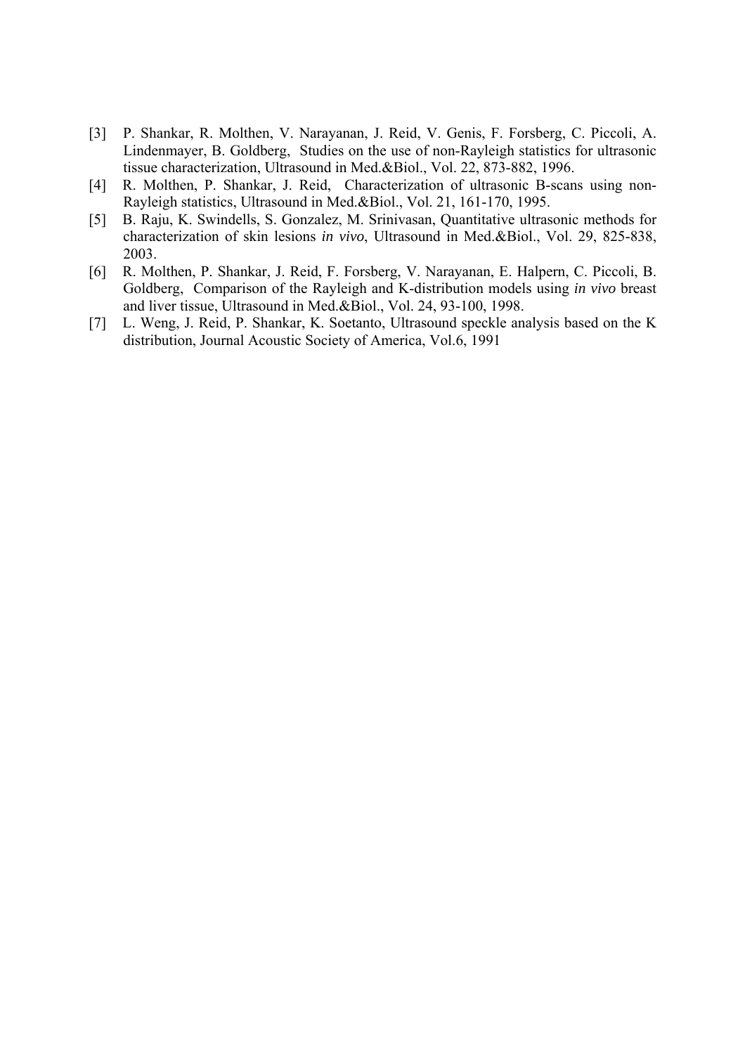[3] P. Shankar, R. Molthen, V. Narayanan, J. Reid, V. Genis, F. Forsberg, C. Piccoli, A. Lindenmayer, B. Goldberg, Studies on the use of non-Rayleigh statistics for ultrasonic tissue characterization, Ultrasound in Med.&Biol., Vol. 22, 873-882, 1996.

[4] R. Molthen, P. Shankar, J. Reid, Characterization of ultrasonic B-scans using non-Rayleigh statistics, Ultrasound in Med.&Biol., Vol. 21, 161-170, 1995.

[5] B. Raju, K. Swindells, S. Gonzalez, M. Srinivasan, Quantitative ultrasonic methods for characterization of skin lesions *in vivo*, Ultrasound in Med.&Biol., Vol. 29, 825-838, 2003.

[6] R. Molthen, P. Shankar, J. Reid, F. Forsberg, V. Narayanan, E. Halpern, C. Piccoli, B. Goldberg, Comparison of the Rayleigh and K-distribution models using *in vivo* breast and liver tissue, Ultrasound in Med.&Biol., Vol. 24, 93-100, 1998.

[7] L. Weng, J. Reid, P. Shankar, K. Soetanto, Ultrasound speckle analysis based on the K distribution, Journal Acoustic Society of America, Vol.6, 1991